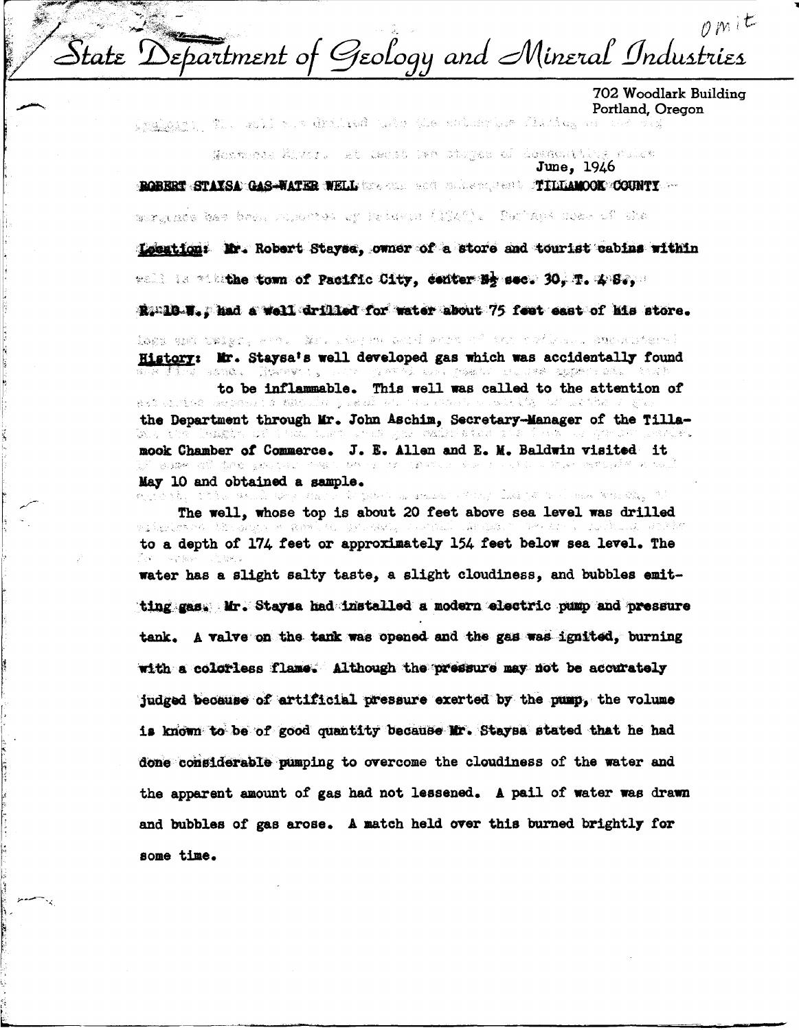omit

# State Department of Geology and Mineral Industries

702 Woodlark Building
Portland, Oregon

June, 1946

**ROBERT STAYSA GAS-WATER WELL** **TILLAMOOK COUNTY**

**Location:** Mr. Robert Staysa, owner of a store and tourist cabins within the town of Pacific City, center N½ sec. 30, T. 4 S., R. 10 W., had a well drilled for water about 75 feet east of his store.

**History:** Mr. Staysa's well developed gas which was accidentally found to be inflammable. This well was called to the attention of the Department through Mr. John Aschim, Secretary-Manager of the Tillamook Chamber of Commerce. J. E. Allen and E. M. Baldwin visited it May 10 and obtained a sample.

The well, whose top is about 20 feet above sea level was drilled to a depth of 174 feet or approximately 154 feet below sea level. The water has a slight salty taste, a slight cloudiness, and bubbles emitting gas. Mr. Staysa had installed a modern electric pump and pressure tank. A valve on the tank was opened and the gas was ignited, burning with a colorless flame. Although the pressure may not be accurately judged because of artificial pressure exerted by the pump, the volume is known to be of good quantity because Mr. Staysa stated that he had done considerable pumping to overcome the cloudiness of the water and the apparent amount of gas had not lessened. A pail of water was drawn and bubbles of gas arose. A match held over this burned brightly for some time.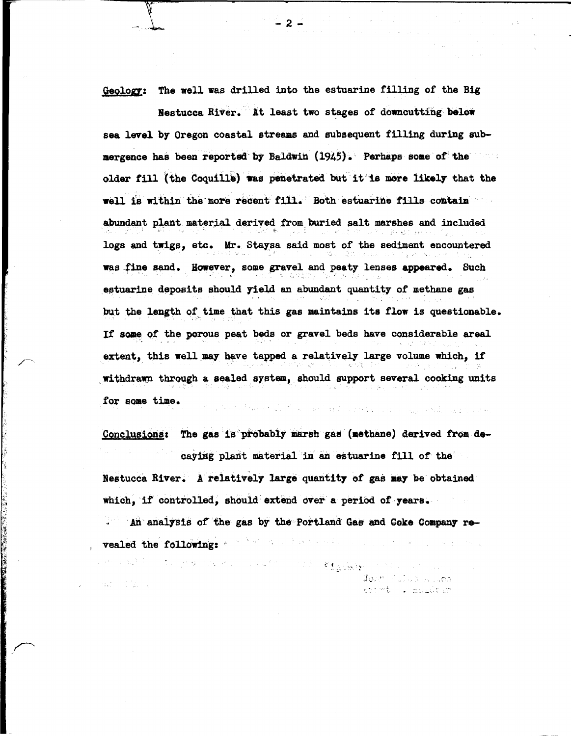Geology: The well was drilled into the estuarine filling of the Big Nestucca River. At least two stages of downcutting below sea level by Oregon coastal streams and subsequent filling during submergence has been reported by Baldwin (1945). Perhaps some of the older fill (the Coquille) was penetrated but it is more likely that the well is within the more recent fill. Both estuarine fills contain abundant plant material derived from buried salt marshes and included logs and twigs, etc. Mr. Staysa said most of the sediment encountered was fine sand. However, some gravel and peaty lenses appeared. Such estuarine deposits should yield an abundant quantity of methane gas but the length of time that this gas maintains its flow is questionable. If some of the porous peat beds or gravel beds have considerable areal extent, this well may have tapped a relatively large volume which, if withdrawn through a sealed system, should support several cooking units for some time.

Conclusions: The gas is probably marsh gas (methane) derived from decaying plant material in an estuarine fill of the Nestucca River. A relatively large quantity of gas may be obtained which, if controlled, should extend over a period of years.

An analysis of the gas by the Portland Gas and Coke Company revealed the following: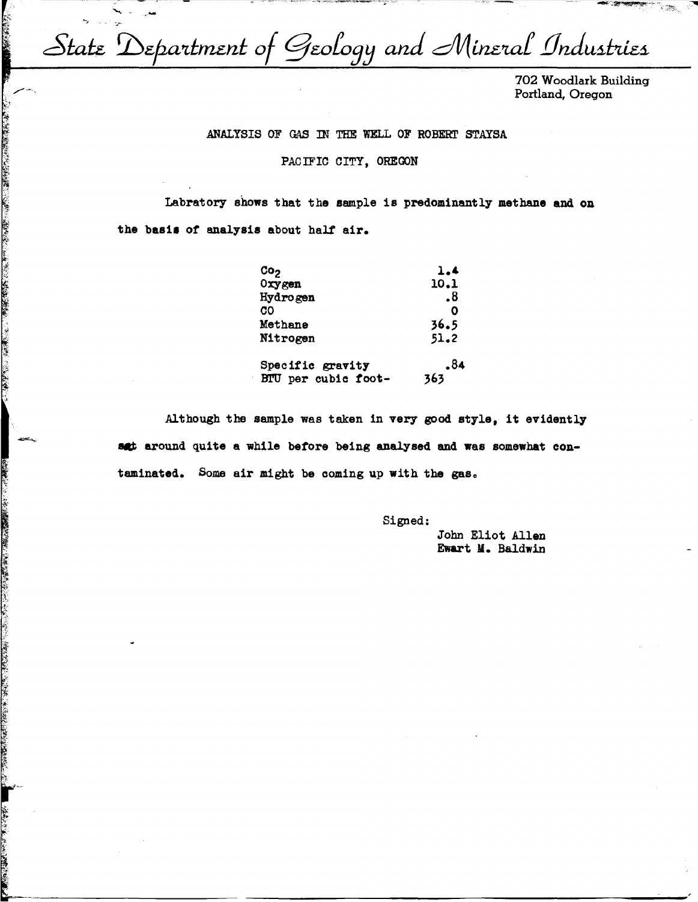State Department of Geology and Mineral Industries

702 Woodlark Building
Portland, Oregon

ANALYSIS OF GAS IN THE WELL OF ROBERT STAYSA

PACIFIC CITY, OREGON

Labratory shows that the sample is predominantly methane and on the basis of analysis about half air.

| | |
|---|---|
| $Co_2$ | 1.4 |
| Oxygen | 10.1 |
| Hydrogen | .8 |
| CO | 0 |
| Methane | 36.5 |
| Nitrogen | 51.2 |
| | |
| Specific gravity | .84 |
| BTU per cubic foot- | 363 |

Although the sample was taken in very good style, it evidently sat around quite a while before being analysed and was somewhat contaminated. Some air might be coming up with the gas.

Signed:
John Eliot Allen
Ewart M. Baldwin